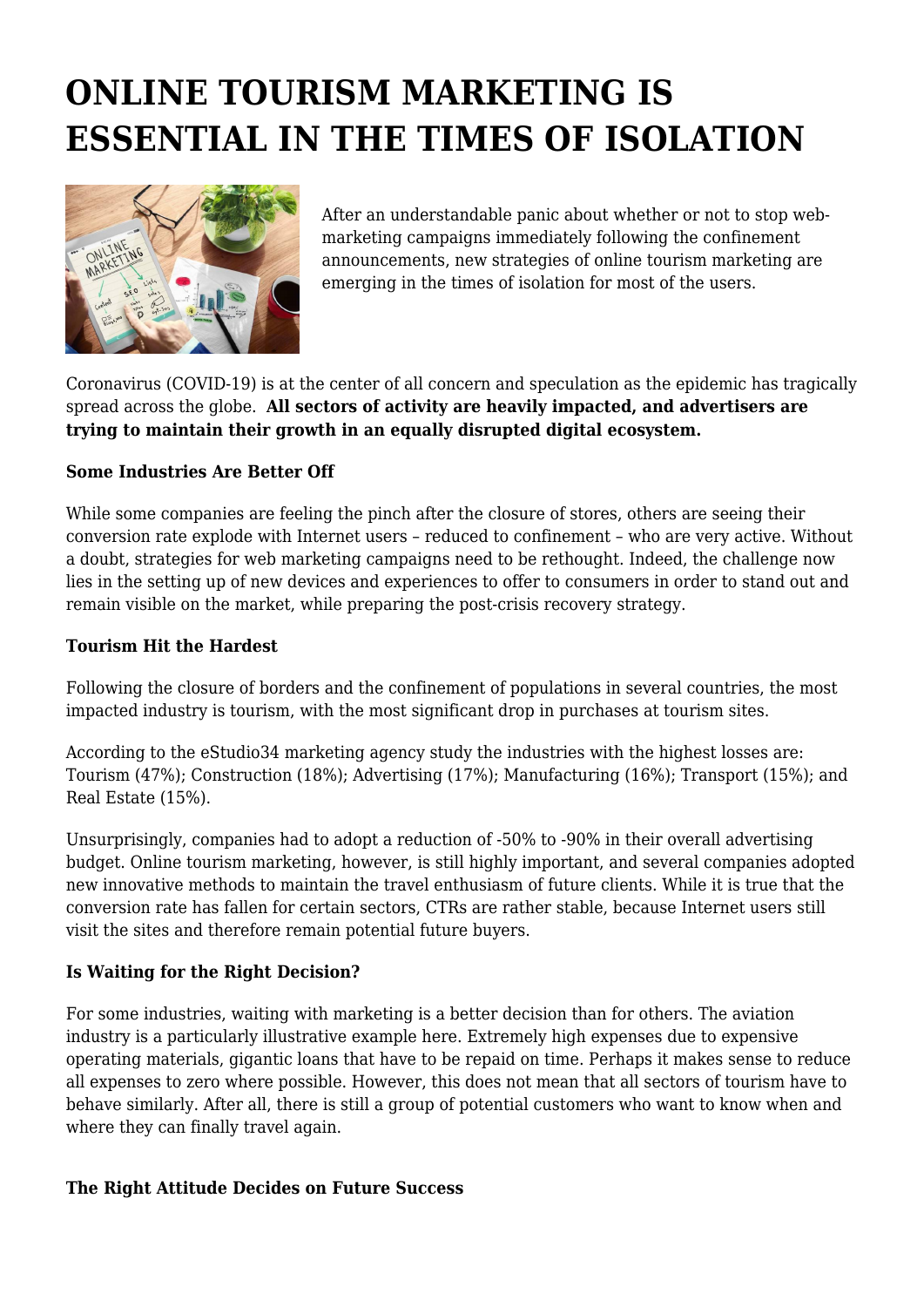# ONLINE TOURISM MARKETING IS ESSENTIAL IN THE TIMES OF ISOLATION

After an understandable panic about whether or not to stop web-marketing campaigns immediately following the confinement announcements, new strategies of online tourism marketing are emerging in the times of isolation for most of the users.

Coronavirus (COVID-19) is at the center of all concern and speculation as the epidemic has tragically spread across the globe. **All sectors of activity are heavily impacted, and advertisers are trying to maintain their growth in an equally disrupted digital ecosystem.**

**Some Industries Are Better Off**

While some companies are feeling the pinch after the closure of stores, others are seeing their conversion rate explode with Internet users – reduced to confinement – who are very active. Without a doubt, strategies for web marketing campaigns need to be rethought. Indeed, the challenge now lies in the setting up of new devices and experiences to offer to consumers in order to stand out and remain visible on the market, while preparing the post-crisis recovery strategy.

**Tourism Hit the Hardest**

Following the closure of borders and the confinement of populations in several countries, the most impacted industry is tourism, with the most significant drop in purchases at tourism sites.

According to the eStudio34 marketing agency study the industries with the highest losses are: Tourism (47%); Construction (18%); Advertising (17%); Manufacturing (16%); Transport (15%); and Real Estate (15%).

Unsurprisingly, companies had to adopt a reduction of -50% to -90% in their overall advertising budget. Online tourism marketing, however, is still highly important, and several companies adopted new innovative methods to maintain the travel enthusiasm of future clients. While it is true that the conversion rate has fallen for certain sectors, CTRs are rather stable, because Internet users still visit the sites and therefore remain potential future buyers.

**Is Waiting for the Right Decision?**

For some industries, waiting with marketing is a better decision than for others. The aviation industry is a particularly illustrative example here. Extremely high expenses due to expensive operating materials, gigantic loans that have to be repaid on time. Perhaps it makes sense to reduce all expenses to zero where possible. However, this does not mean that all sectors of tourism have to behave similarly. After all, there is still a group of potential customers who want to know when and where they can finally travel again.

**The Right Attitude Decides on Future Success**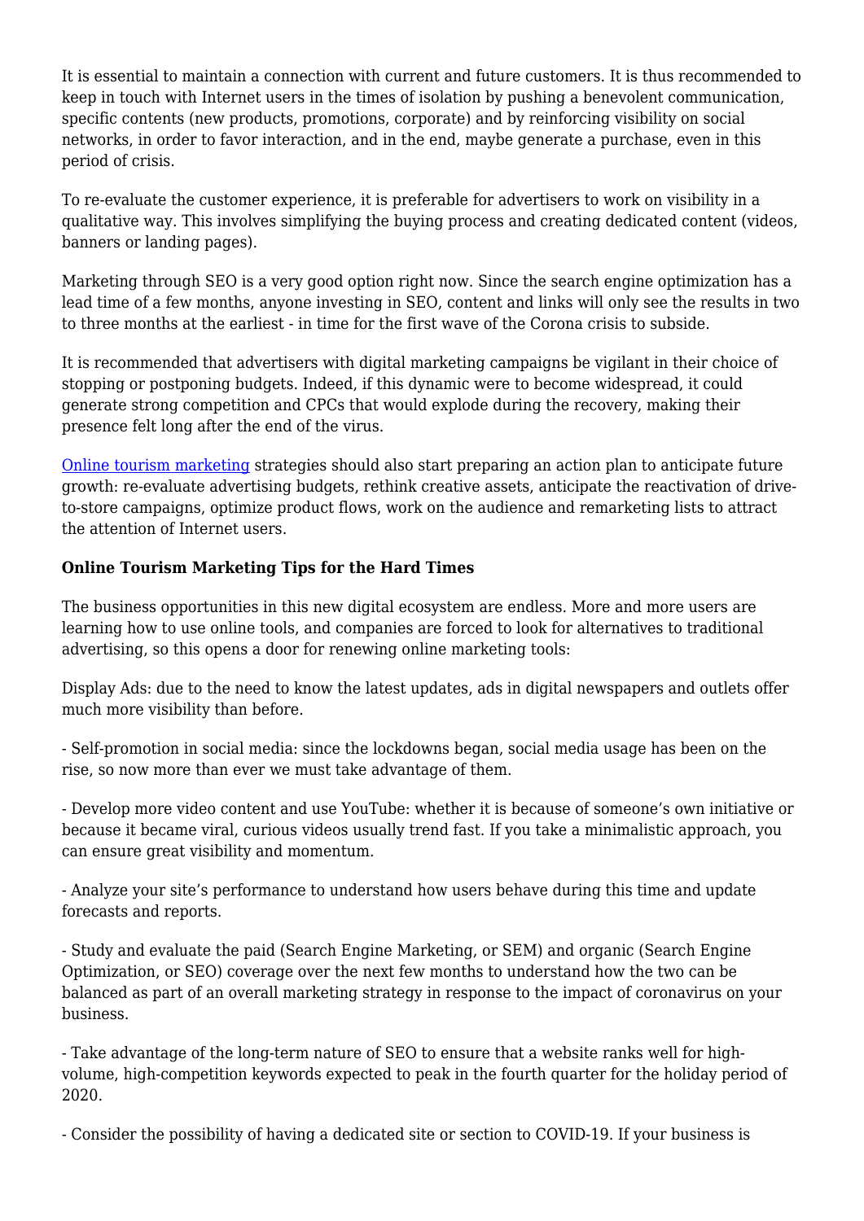It is essential to maintain a connection with current and future customers. It is thus recommended to keep in touch with Internet users in the times of isolation by pushing a benevolent communication, specific contents (new products, promotions, corporate) and by reinforcing visibility on social networks, in order to favor interaction, and in the end, maybe generate a purchase, even in this period of crisis.

To re-evaluate the customer experience, it is preferable for advertisers to work on visibility in a qualitative way. This involves simplifying the buying process and creating dedicated content (videos, banners or landing pages).

Marketing through SEO is a very good option right now. Since the search engine optimization has a lead time of a few months, anyone investing in SEO, content and links will only see the results in two to three months at the earliest - in time for the first wave of the Corona crisis to subside.

It is recommended that advertisers with digital marketing campaigns be vigilant in their choice of stopping or postponing budgets. Indeed, if this dynamic were to become widespread, it could generate strong competition and CPCs that would explode during the recovery, making their presence felt long after the end of the virus.

[Online tourism marketing] strategies should also start preparing an action plan to anticipate future growth: re-evaluate advertising budgets, rethink creative assets, anticipate the reactivation of drive-to-store campaigns, optimize product flows, work on the audience and remarketing lists to attract the attention of Internet users.

**Online Tourism Marketing Tips for the Hard Times**

The business opportunities in this new digital ecosystem are endless. More and more users are learning how to use online tools, and companies are forced to look for alternatives to traditional advertising, so this opens a door for renewing online marketing tools:

Display Ads: due to the need to know the latest updates, ads in digital newspapers and outlets offer much more visibility than before.

- Self-promotion in social media: since the lockdowns began, social media usage has been on the rise, so now more than ever we must take advantage of them.

- Develop more video content and use YouTube: whether it is because of someone's own initiative or because it became viral, curious videos usually trend fast. If you take a minimalistic approach, you can ensure great visibility and momentum.

- Analyze your site's performance to understand how users behave during this time and update forecasts and reports.

- Study and evaluate the paid (Search Engine Marketing, or SEM) and organic (Search Engine Optimization, or SEO) coverage over the next few months to understand how the two can be balanced as part of an overall marketing strategy in response to the impact of coronavirus on your business.

- Take advantage of the long-term nature of SEO to ensure that a website ranks well for high-volume, high-competition keywords expected to peak in the fourth quarter for the holiday period of 2020.

- Consider the possibility of having a dedicated site or section to COVID-19. If your business is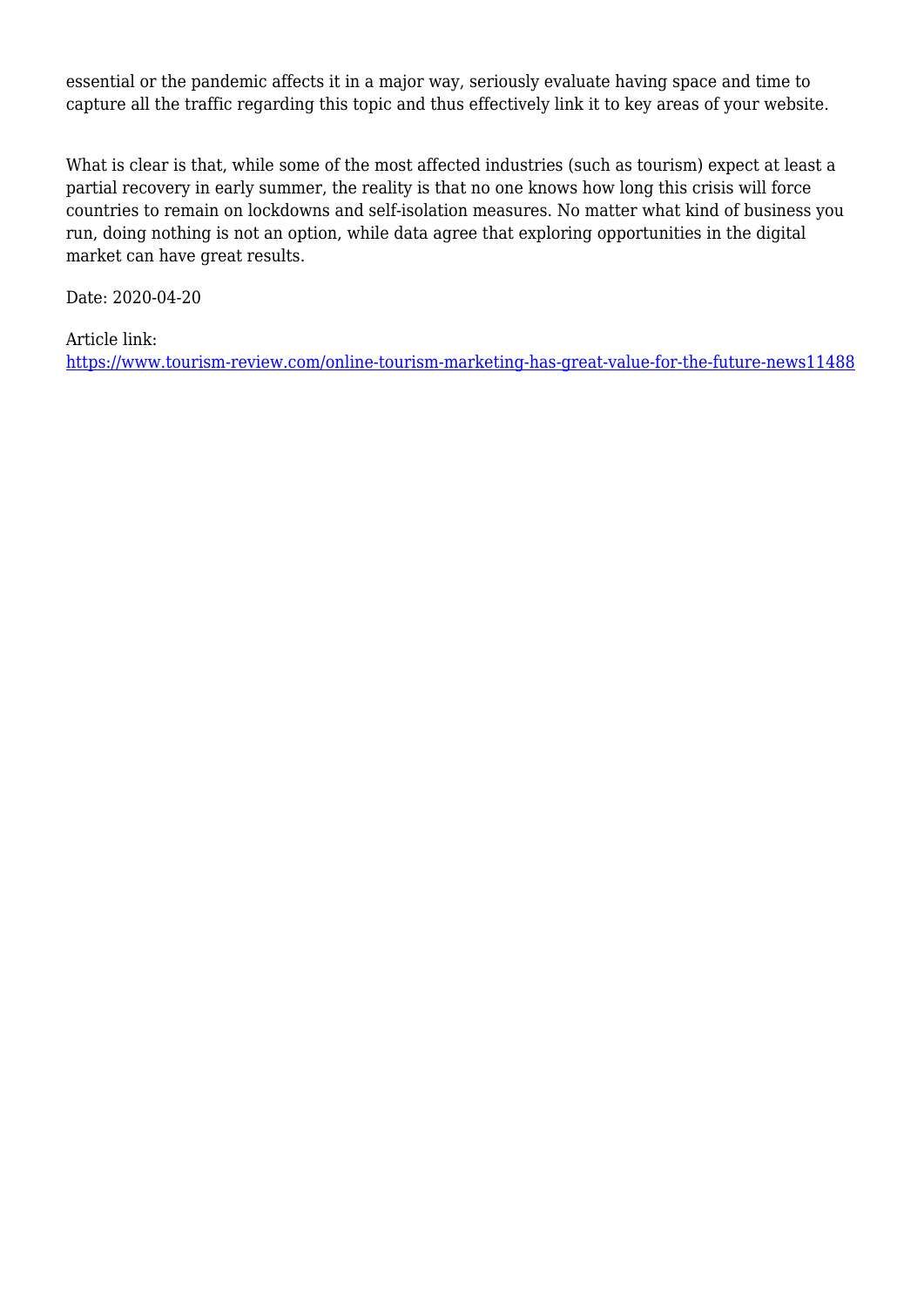essential or the pandemic affects it in a major way, seriously evaluate having space and time to capture all the traffic regarding this topic and thus effectively link it to key areas of your website.

What is clear is that, while some of the most affected industries (such as tourism) expect at least a partial recovery in early summer, the reality is that no one knows how long this crisis will force countries to remain on lockdowns and self-isolation measures. No matter what kind of business you run, doing nothing is not an option, while data agree that exploring opportunities in the digital market can have great results.

Date: 2020-04-20

Article link:
https://www.tourism-review.com/online-tourism-marketing-has-great-value-for-the-future-news11488